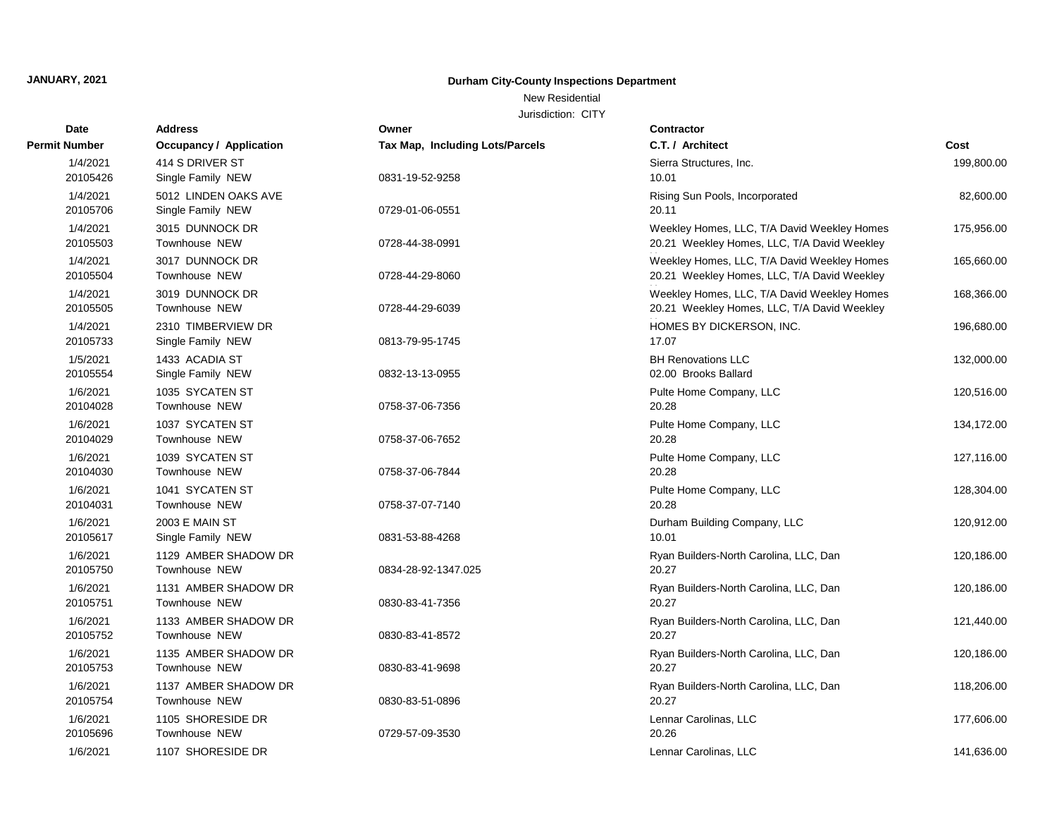**JANUARY, 2021**

**Durham City-County Inspections Department**

New Residential

Jurisdiction: CITY

| Date<br>Permit Number | Address<br>Occupancy / Application | Owner<br>Tax Map, Including Lots/Parcels | Contractor<br>C.T. / Architect | Cost |
|---|---|---|---|---|
| 1/4/2021<br>20105426 | 414 S DRIVER ST<br>Single Family NEW | 0831-19-52-9258 | Sierra Structures, Inc.<br>10.01 | 199,800.00 |
| 1/4/2021<br>20105706 | 5012 LINDEN OAKS AVE<br>Single Family NEW | 0729-01-06-0551 | Rising Sun Pools, Incorporated<br>20.11 | 82,600.00 |
| 1/4/2021<br>20105503 | 3015 DUNNOCK DR<br>Townhouse NEW | 0728-44-38-0991 | Weekley Homes, LLC, T/A David Weekley Homes<br>20.21 Weekley Homes, LLC, T/A David Weekley | 175,956.00 |
| 1/4/2021<br>20105504 | 3017 DUNNOCK DR<br>Townhouse NEW | 0728-44-29-8060 | Weekley Homes, LLC, T/A David Weekley Homes<br>20.21 Weekley Homes, LLC, T/A David Weekley | 165,660.00 |
| 1/4/2021<br>20105505 | 3019 DUNNOCK DR<br>Townhouse NEW | 0728-44-29-6039 | Weekley Homes, LLC, T/A David Weekley Homes<br>20.21 Weekley Homes, LLC, T/A David Weekley | 168,366.00 |
| 1/4/2021<br>20105733 | 2310 TIMBERVIEW DR<br>Single Family NEW | 0813-79-95-1745 | HOMES BY DICKERSON, INC.<br>17.07 | 196,680.00 |
| 1/5/2021<br>20105554 | 1433 ACADIA ST<br>Single Family NEW | 0832-13-13-0955 | BH Renovations LLC<br>02.00 Brooks Ballard | 132,000.00 |
| 1/6/2021<br>20104028 | 1035 SYCATEN ST<br>Townhouse NEW | 0758-37-06-7356 | Pulte Home Company, LLC<br>20.28 | 120,516.00 |
| 1/6/2021<br>20104029 | 1037 SYCATEN ST<br>Townhouse NEW | 0758-37-06-7652 | Pulte Home Company, LLC<br>20.28 | 134,172.00 |
| 1/6/2021<br>20104030 | 1039 SYCATEN ST<br>Townhouse NEW | 0758-37-06-7844 | Pulte Home Company, LLC<br>20.28 | 127,116.00 |
| 1/6/2021<br>20104031 | 1041 SYCATEN ST<br>Townhouse NEW | 0758-37-07-7140 | Pulte Home Company, LLC<br>20.28 | 128,304.00 |
| 1/6/2021<br>20105617 | 2003 E MAIN ST<br>Single Family NEW | 0831-53-88-4268 | Durham Building Company, LLC<br>10.01 | 120,912.00 |
| 1/6/2021<br>20105750 | 1129 AMBER SHADOW DR<br>Townhouse NEW | 0834-28-92-1347.025 | Ryan Builders-North Carolina, LLC, Dan<br>20.27 | 120,186.00 |
| 1/6/2021<br>20105751 | 1131 AMBER SHADOW DR<br>Townhouse NEW | 0830-83-41-7356 | Ryan Builders-North Carolina, LLC, Dan<br>20.27 | 120,186.00 |
| 1/6/2021<br>20105752 | 1133 AMBER SHADOW DR<br>Townhouse NEW | 0830-83-41-8572 | Ryan Builders-North Carolina, LLC, Dan<br>20.27 | 121,440.00 |
| 1/6/2021<br>20105753 | 1135 AMBER SHADOW DR<br>Townhouse NEW | 0830-83-41-9698 | Ryan Builders-North Carolina, LLC, Dan<br>20.27 | 120,186.00 |
| 1/6/2021<br>20105754 | 1137 AMBER SHADOW DR<br>Townhouse NEW | 0830-83-51-0896 | Ryan Builders-North Carolina, LLC, Dan<br>20.27 | 118,206.00 |
| 1/6/2021<br>20105696 | 1105 SHORESIDE DR<br>Townhouse NEW | 0729-57-09-3530 | Lennar Carolinas, LLC<br>20.26 | 177,606.00 |
| 1/6/2021 | 1107 SHORESIDE DR | | Lennar Carolinas, LLC | 141,636.00 |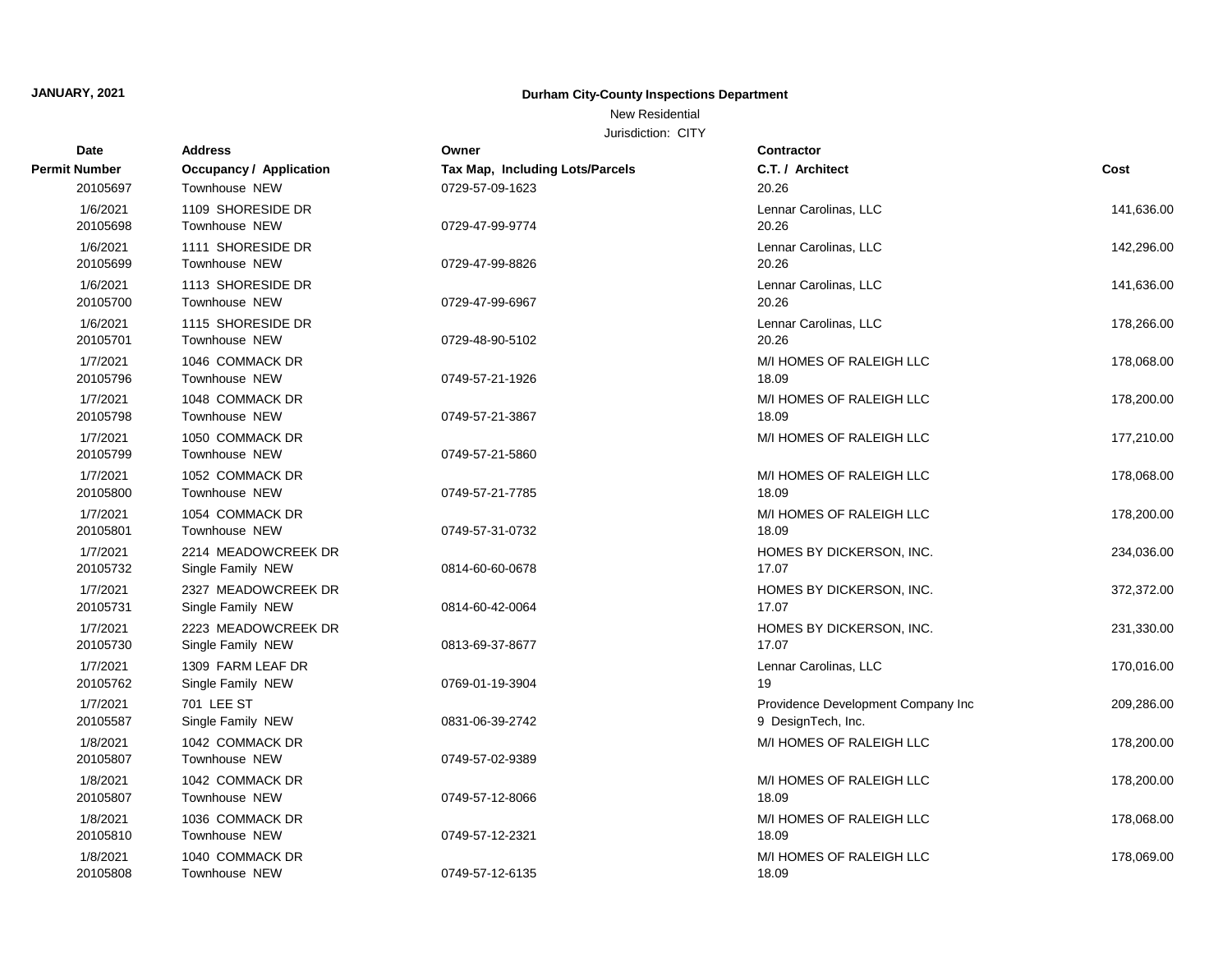**JANUARY, 2021**

**Durham City-County Inspections Department**

New Residential

Jurisdiction: CITY

| Date / Permit Number | Address / Occupancy / Application | Owner / Tax Map, Including Lots/Parcels | Contractor / C.T. / Architect | Cost |
|---|---|---|---|---|
| 20105697 | Townhouse NEW | 0729-57-09-1623 | 20.26 | |
| 1/6/2021 | 1109 SHORESIDE DR | | Lennar Carolinas, LLC | 141,636.00 |
| 20105698 | Townhouse NEW | 0729-47-99-9774 | 20.26 | |
| 1/6/2021 | 1111 SHORESIDE DR | | Lennar Carolinas, LLC | 142,296.00 |
| 20105699 | Townhouse NEW | 0729-47-99-8826 | 20.26 | |
| 1/6/2021 | 1113 SHORESIDE DR | | Lennar Carolinas, LLC | 141,636.00 |
| 20105700 | Townhouse NEW | 0729-47-99-6967 | 20.26 | |
| 1/6/2021 | 1115 SHORESIDE DR | | Lennar Carolinas, LLC | 178,266.00 |
| 20105701 | Townhouse NEW | 0729-48-90-5102 | 20.26 | |
| 1/7/2021 | 1046 COMMACK DR | | M/I HOMES OF RALEIGH LLC | 178,068.00 |
| 20105796 | Townhouse NEW | 0749-57-21-1926 | 18.09 | |
| 1/7/2021 | 1048 COMMACK DR | | M/I HOMES OF RALEIGH LLC | 178,200.00 |
| 20105798 | Townhouse NEW | 0749-57-21-3867 | 18.09 | |
| 1/7/2021 | 1050 COMMACK DR | | M/I HOMES OF RALEIGH LLC | 177,210.00 |
| 20105799 | Townhouse NEW | 0749-57-21-5860 | | |
| 1/7/2021 | 1052 COMMACK DR | | M/I HOMES OF RALEIGH LLC | 178,068.00 |
| 20105800 | Townhouse NEW | 0749-57-21-7785 | 18.09 | |
| 1/7/2021 | 1054 COMMACK DR | | M/I HOMES OF RALEIGH LLC | 178,200.00 |
| 20105801 | Townhouse NEW | 0749-57-31-0732 | 18.09 | |
| 1/7/2021 | 2214 MEADOWCREEK DR | | HOMES BY DICKERSON, INC. | 234,036.00 |
| 20105732 | Single Family NEW | 0814-60-60-0678 | 17.07 | |
| 1/7/2021 | 2327 MEADOWCREEK DR | | HOMES BY DICKERSON, INC. | 372,372.00 |
| 20105731 | Single Family NEW | 0814-60-42-0064 | 17.07 | |
| 1/7/2021 | 2223 MEADOWCREEK DR | | HOMES BY DICKERSON, INC. | 231,330.00 |
| 20105730 | Single Family NEW | 0813-69-37-8677 | 17.07 | |
| 1/7/2021 | 1309 FARM LEAF DR | | Lennar Carolinas, LLC | 170,016.00 |
| 20105762 | Single Family NEW | 0769-01-19-3904 | 19 | |
| 1/7/2021 | 701 LEE ST | | Providence Development Company Inc | 209,286.00 |
| 20105587 | Single Family NEW | 0831-06-39-2742 | 9 DesignTech, Inc. | |
| 1/8/2021 | 1042 COMMACK DR | | M/I HOMES OF RALEIGH LLC | 178,200.00 |
| 20105807 | Townhouse NEW | 0749-57-02-9389 | | |
| 1/8/2021 | 1042 COMMACK DR | | M/I HOMES OF RALEIGH LLC | 178,200.00 |
| 20105807 | Townhouse NEW | 0749-57-12-8066 | 18.09 | |
| 1/8/2021 | 1036 COMMACK DR | | M/I HOMES OF RALEIGH LLC | 178,068.00 |
| 20105810 | Townhouse NEW | 0749-57-12-2321 | 18.09 | |
| 1/8/2021 | 1040 COMMACK DR | | M/I HOMES OF RALEIGH LLC | 178,069.00 |
| 20105808 | Townhouse NEW | 0749-57-12-6135 | 18.09 | |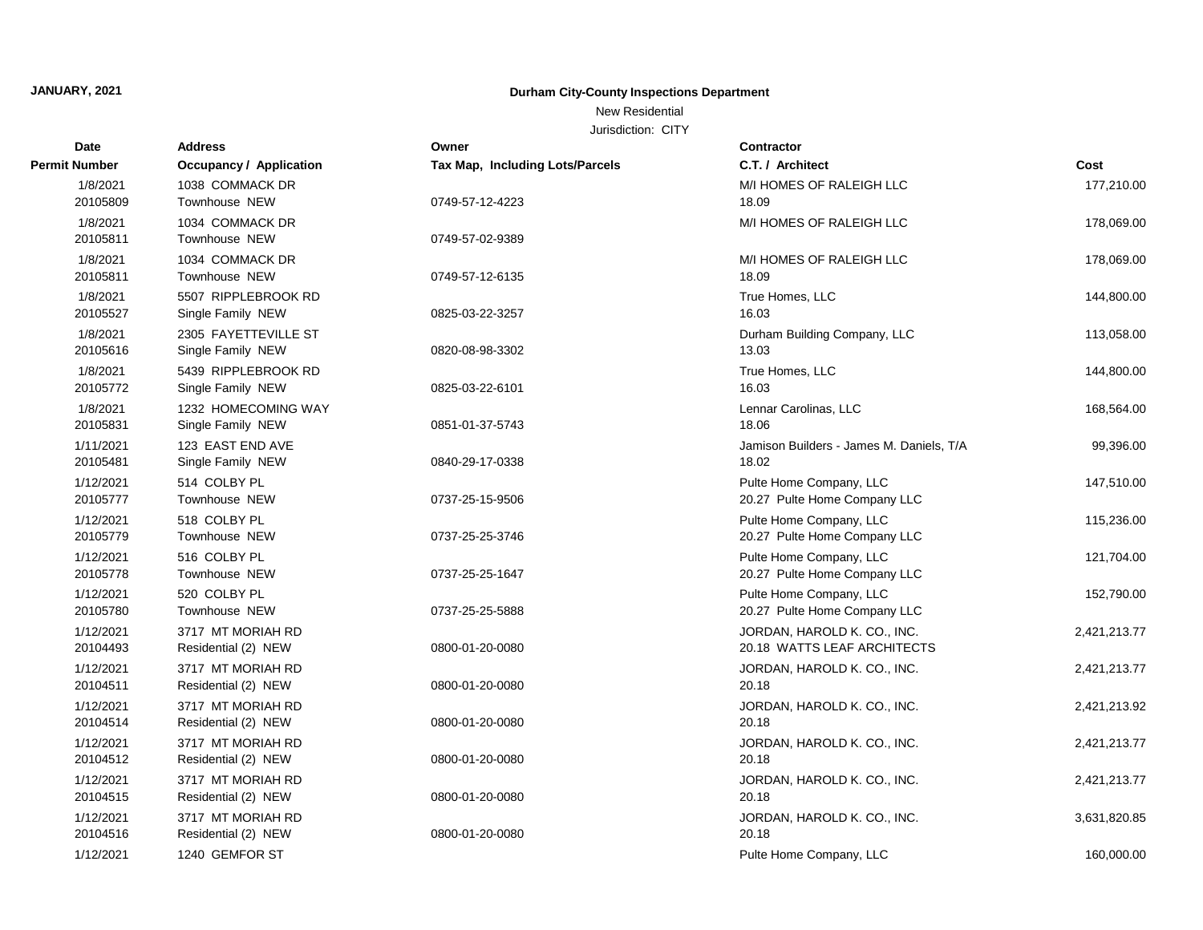**JANUARY, 2021**

**Durham City-County Inspections Department**

New Residential

Jurisdiction: CITY

| Date<br>Permit Number | Address<br>Occupancy / Application | Owner<br>Tax Map, Including Lots/Parcels | Contractor<br>C.T. / Architect | Cost |
|---|---|---|---|---|
| 1/8/2021<br>20105809 | 1038 COMMACK DR<br>Townhouse NEW | 0749-57-12-4223 | M/I HOMES OF RALEIGH LLC<br>18.09 | 177,210.00 |
| 1/8/2021<br>20105811 | 1034 COMMACK DR<br>Townhouse NEW | 0749-57-02-9389 | M/I HOMES OF RALEIGH LLC | 178,069.00 |
| 1/8/2021<br>20105811 | 1034 COMMACK DR<br>Townhouse NEW | 0749-57-12-6135 | M/I HOMES OF RALEIGH LLC<br>18.09 | 178,069.00 |
| 1/8/2021<br>20105527 | 5507 RIPPLEBROOK RD<br>Single Family NEW | 0825-03-22-3257 | True Homes, LLC<br>16.03 | 144,800.00 |
| 1/8/2021<br>20105616 | 2305 FAYETTEVILLE ST<br>Single Family NEW | 0820-08-98-3302 | Durham Building Company, LLC<br>13.03 | 113,058.00 |
| 1/8/2021<br>20105772 | 5439 RIPPLEBROOK RD<br>Single Family NEW | 0825-03-22-6101 | True Homes, LLC<br>16.03 | 144,800.00 |
| 1/8/2021<br>20105831 | 1232 HOMECOMING WAY<br>Single Family NEW | 0851-01-37-5743 | Lennar Carolinas, LLC<br>18.06 | 168,564.00 |
| 1/11/2021<br>20105481 | 123 EAST END AVE<br>Single Family NEW | 0840-29-17-0338 | Jamison Builders - James M. Daniels, T/A<br>18.02 | 99,396.00 |
| 1/12/2021<br>20105777 | 514 COLBY PL<br>Townhouse NEW | 0737-25-15-9506 | Pulte Home Company, LLC<br>20.27 Pulte Home Company LLC | 147,510.00 |
| 1/12/2021<br>20105779 | 518 COLBY PL<br>Townhouse NEW | 0737-25-25-3746 | Pulte Home Company, LLC<br>20.27 Pulte Home Company LLC | 115,236.00 |
| 1/12/2021<br>20105778 | 516 COLBY PL<br>Townhouse NEW | 0737-25-25-1647 | Pulte Home Company, LLC<br>20.27 Pulte Home Company LLC | 121,704.00 |
| 1/12/2021<br>20105780 | 520 COLBY PL<br>Townhouse NEW | 0737-25-25-5888 | Pulte Home Company, LLC<br>20.27 Pulte Home Company LLC | 152,790.00 |
| 1/12/2021<br>20104493 | 3717 MT MORIAH RD<br>Residential (2) NEW | 0800-01-20-0080 | JORDAN, HAROLD K. CO., INC.<br>20.18 WATTS LEAF ARCHITECTS | 2,421,213.77 |
| 1/12/2021<br>20104511 | 3717 MT MORIAH RD<br>Residential (2) NEW | 0800-01-20-0080 | JORDAN, HAROLD K. CO., INC.<br>20.18 | 2,421,213.77 |
| 1/12/2021<br>20104514 | 3717 MT MORIAH RD<br>Residential (2) NEW | 0800-01-20-0080 | JORDAN, HAROLD K. CO., INC.<br>20.18 | 2,421,213.92 |
| 1/12/2021<br>20104512 | 3717 MT MORIAH RD<br>Residential (2) NEW | 0800-01-20-0080 | JORDAN, HAROLD K. CO., INC.<br>20.18 | 2,421,213.77 |
| 1/12/2021<br>20104515 | 3717 MT MORIAH RD<br>Residential (2) NEW | 0800-01-20-0080 | JORDAN, HAROLD K. CO., INC.<br>20.18 | 2,421,213.77 |
| 1/12/2021<br>20104516 | 3717 MT MORIAH RD<br>Residential (2) NEW | 0800-01-20-0080 | JORDAN, HAROLD K. CO., INC.<br>20.18 | 3,631,820.85 |
| 1/12/2021 | 1240 GEMFOR ST | | Pulte Home Company, LLC | 160,000.00 |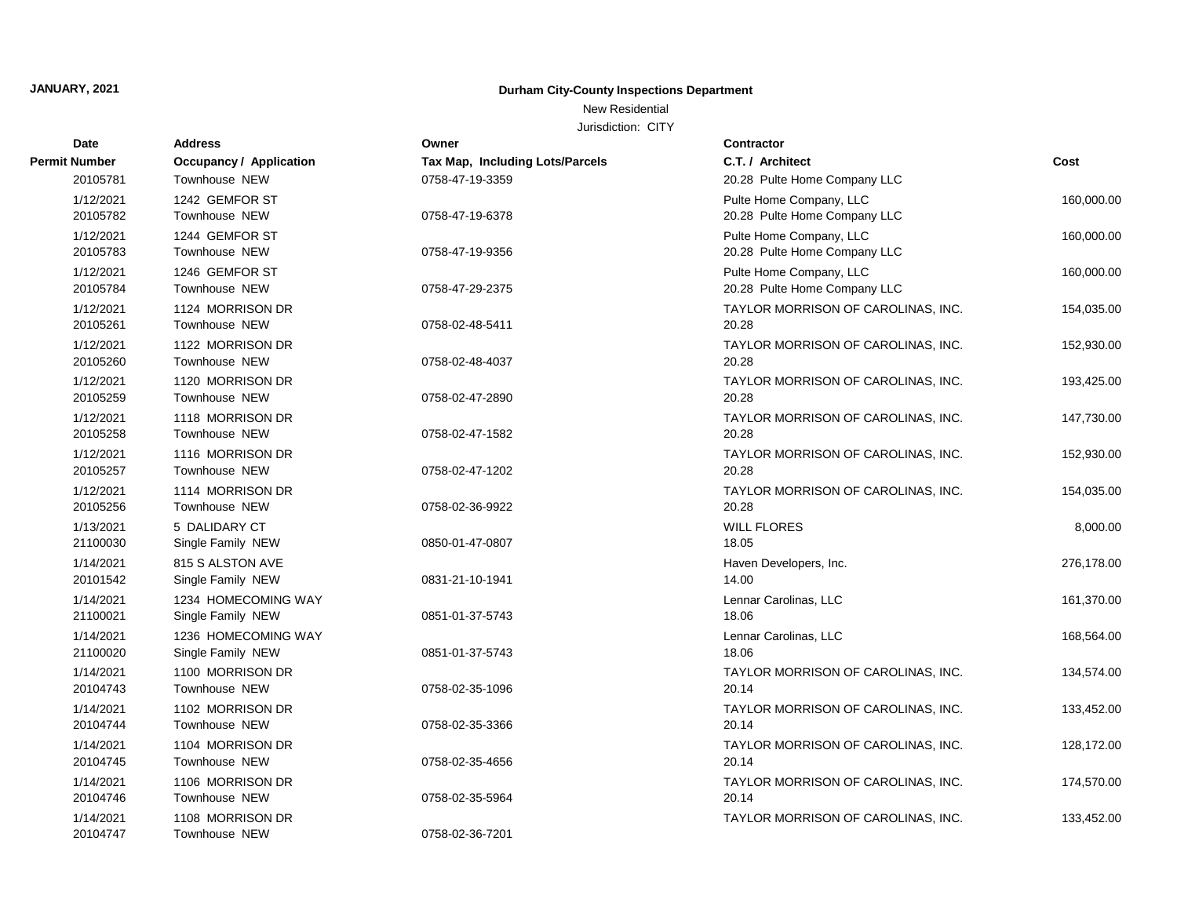**JANUARY, 2021**

**Durham City-County Inspections Department**

New Residential

Jurisdiction: CITY

| Date / Permit Number | Address / Occupancy / Application | Owner / Tax Map, Including Lots/Parcels | Contractor / C.T. / Architect | Cost |
|---|---|---|---|---|
| 20105781 | Townhouse NEW | 0758-47-19-3359 | 20.28 Pulte Home Company LLC | |
| 1/12/2021 | 1242 GEMFOR ST | | Pulte Home Company, LLC | 160,000.00 |
| 20105782 | Townhouse NEW | 0758-47-19-6378 | 20.28 Pulte Home Company LLC | |
| 1/12/2021 | 1244 GEMFOR ST | | Pulte Home Company, LLC | 160,000.00 |
| 20105783 | Townhouse NEW | 0758-47-19-9356 | 20.28 Pulte Home Company LLC | |
| 1/12/2021 | 1246 GEMFOR ST | | Pulte Home Company, LLC | 160,000.00 |
| 20105784 | Townhouse NEW | 0758-47-29-2375 | 20.28 Pulte Home Company LLC | |
| 1/12/2021 | 1124 MORRISON DR | | TAYLOR MORRISON OF CAROLINAS, INC. | 154,035.00 |
| 20105261 | Townhouse NEW | 0758-02-48-5411 | 20.28 | |
| 1/12/2021 | 1122 MORRISON DR | | TAYLOR MORRISON OF CAROLINAS, INC. | 152,930.00 |
| 20105260 | Townhouse NEW | 0758-02-48-4037 | 20.28 | |
| 1/12/2021 | 1120 MORRISON DR | | TAYLOR MORRISON OF CAROLINAS, INC. | 193,425.00 |
| 20105259 | Townhouse NEW | 0758-02-47-2890 | 20.28 | |
| 1/12/2021 | 1118 MORRISON DR | | TAYLOR MORRISON OF CAROLINAS, INC. | 147,730.00 |
| 20105258 | Townhouse NEW | 0758-02-47-1582 | 20.28 | |
| 1/12/2021 | 1116 MORRISON DR | | TAYLOR MORRISON OF CAROLINAS, INC. | 152,930.00 |
| 20105257 | Townhouse NEW | 0758-02-47-1202 | 20.28 | |
| 1/12/2021 | 1114 MORRISON DR | | TAYLOR MORRISON OF CAROLINAS, INC. | 154,035.00 |
| 20105256 | Townhouse NEW | 0758-02-36-9922 | 20.28 | |
| 1/13/2021 | 5 DALIDARY CT | | WILL FLORES | 8,000.00 |
| 21100030 | Single Family NEW | 0850-01-47-0807 | 18.05 | |
| 1/14/2021 | 815 S ALSTON AVE | | Haven Developers, Inc. | 276,178.00 |
| 20101542 | Single Family NEW | 0831-21-10-1941 | 14.00 | |
| 1/14/2021 | 1234 HOMECOMING WAY | | Lennar Carolinas, LLC | 161,370.00 |
| 21100021 | Single Family NEW | 0851-01-37-5743 | 18.06 | |
| 1/14/2021 | 1236 HOMECOMING WAY | | Lennar Carolinas, LLC | 168,564.00 |
| 21100020 | Single Family NEW | 0851-01-37-5743 | 18.06 | |
| 1/14/2021 | 1100 MORRISON DR | | TAYLOR MORRISON OF CAROLINAS, INC. | 134,574.00 |
| 20104743 | Townhouse NEW | 0758-02-35-1096 | 20.14 | |
| 1/14/2021 | 1102 MORRISON DR | | TAYLOR MORRISON OF CAROLINAS, INC. | 133,452.00 |
| 20104744 | Townhouse NEW | 0758-02-35-3366 | 20.14 | |
| 1/14/2021 | 1104 MORRISON DR | | TAYLOR MORRISON OF CAROLINAS, INC. | 128,172.00 |
| 20104745 | Townhouse NEW | 0758-02-35-4656 | 20.14 | |
| 1/14/2021 | 1106 MORRISON DR | | TAYLOR MORRISON OF CAROLINAS, INC. | 174,570.00 |
| 20104746 | Townhouse NEW | 0758-02-35-5964 | 20.14 | |
| 1/14/2021 | 1108 MORRISON DR | | TAYLOR MORRISON OF CAROLINAS, INC. | 133,452.00 |
| 20104747 | Townhouse NEW | 0758-02-36-7201 | | |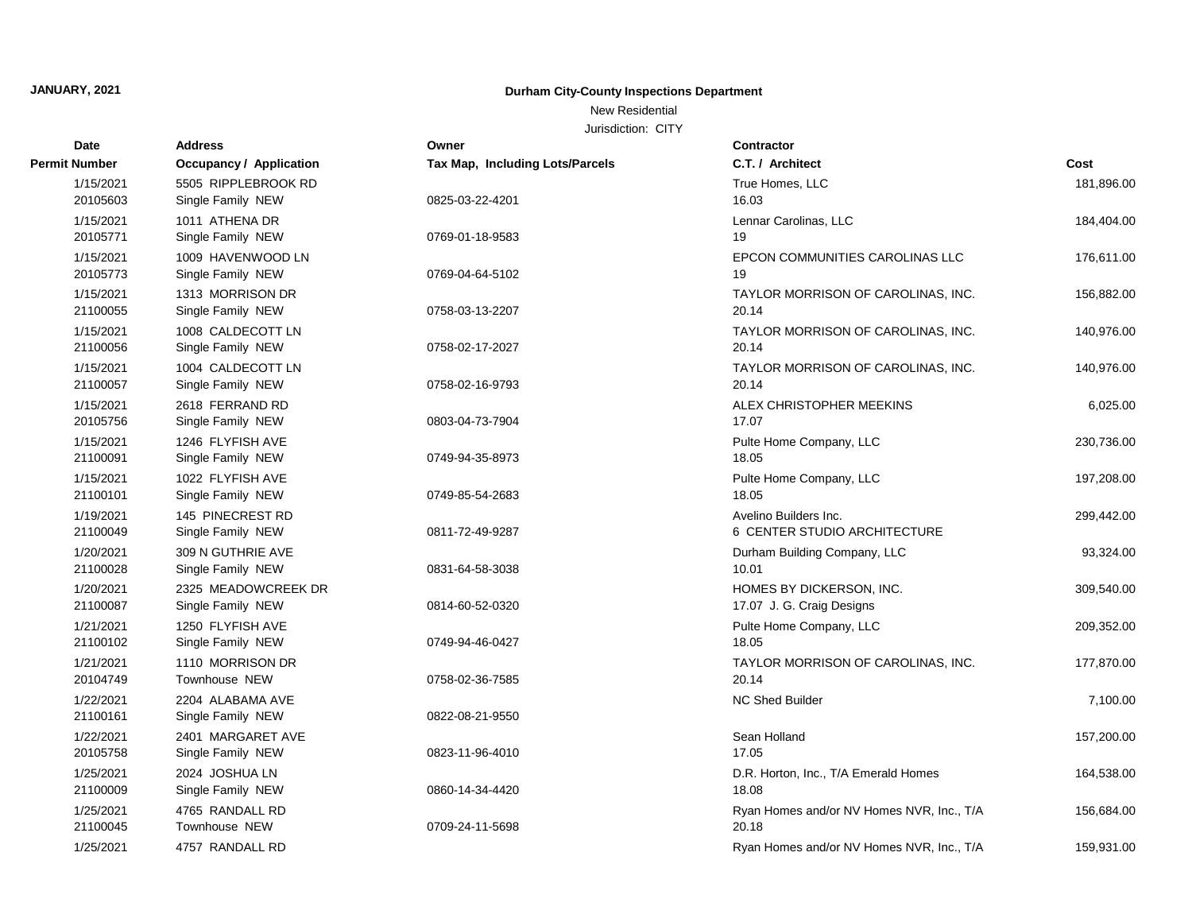**JANUARY, 2021**

**Durham City-County Inspections Department**

New Residential

Jurisdiction: CITY

| Date / Permit Number | Address / Occupancy / Application | Owner / Tax Map, Including Lots/Parcels | Contractor / C.T. / Architect | Cost |
|---|---|---|---|---|
| 1/15/2021<br>20105603 | 5505 RIPPLEBROOK RD<br>Single Family NEW | 0825-03-22-4201 | True Homes, LLC<br>16.03 | 181,896.00 |
| 1/15/2021<br>20105771 | 1011 ATHENA DR<br>Single Family NEW | 0769-01-18-9583 | Lennar Carolinas, LLC<br>19 | 184,404.00 |
| 1/15/2021<br>20105773 | 1009 HAVENWOOD LN<br>Single Family NEW | 0769-04-64-5102 | EPCON COMMUNITIES CAROLINAS LLC<br>19 | 176,611.00 |
| 1/15/2021<br>21100055 | 1313 MORRISON DR<br>Single Family NEW | 0758-03-13-2207 | TAYLOR MORRISON OF CAROLINAS, INC.<br>20.14 | 156,882.00 |
| 1/15/2021<br>21100056 | 1008 CALDECOTT LN<br>Single Family NEW | 0758-02-17-2027 | TAYLOR MORRISON OF CAROLINAS, INC.<br>20.14 | 140,976.00 |
| 1/15/2021<br>21100057 | 1004 CALDECOTT LN<br>Single Family NEW | 0758-02-16-9793 | TAYLOR MORRISON OF CAROLINAS, INC.<br>20.14 | 140,976.00 |
| 1/15/2021<br>20105756 | 2618 FERRAND RD<br>Single Family NEW | 0803-04-73-7904 | ALEX CHRISTOPHER MEEKINS<br>17.07 | 6,025.00 |
| 1/15/2021<br>21100091 | 1246 FLYFISH AVE<br>Single Family NEW | 0749-94-35-8973 | Pulte Home Company, LLC<br>18.05 | 230,736.00 |
| 1/15/2021<br>21100101 | 1022 FLYFISH AVE<br>Single Family NEW | 0749-85-54-2683 | Pulte Home Company, LLC<br>18.05 | 197,208.00 |
| 1/19/2021<br>21100049 | 145 PINECREST RD<br>Single Family NEW | 0811-72-49-9287 | Avelino Builders Inc.<br>6 CENTER STUDIO ARCHITECTURE | 299,442.00 |
| 1/20/2021<br>21100028 | 309 N GUTHRIE AVE<br>Single Family NEW | 0831-64-58-3038 | Durham Building Company, LLC<br>10.01 | 93,324.00 |
| 1/20/2021<br>21100087 | 2325 MEADOWCREEK DR<br>Single Family NEW | 0814-60-52-0320 | HOMES BY DICKERSON, INC.<br>17.07 J. G. Craig Designs | 309,540.00 |
| 1/21/2021<br>21100102 | 1250 FLYFISH AVE<br>Single Family NEW | 0749-94-46-0427 | Pulte Home Company, LLC<br>18.05 | 209,352.00 |
| 1/21/2021<br>20104749 | 1110 MORRISON DR<br>Townhouse NEW | 0758-02-36-7585 | TAYLOR MORRISON OF CAROLINAS, INC.<br>20.14 | 177,870.00 |
| 1/22/2021<br>21100161 | 2204 ALABAMA AVE<br>Single Family NEW | 0822-08-21-9550 | NC Shed Builder | 7,100.00 |
| 1/22/2021<br>20105758 | 2401 MARGARET AVE<br>Single Family NEW | 0823-11-96-4010 | Sean Holland<br>17.05 | 157,200.00 |
| 1/25/2021<br>21100009 | 2024 JOSHUA LN<br>Single Family NEW | 0860-14-34-4420 | D.R. Horton, Inc., T/A Emerald Homes<br>18.08 | 164,538.00 |
| 1/25/2021<br>21100045 | 4765 RANDALL RD<br>Townhouse NEW | 0709-24-11-5698 | Ryan Homes and/or NV Homes NVR, Inc., T/A<br>20.18 | 156,684.00 |
| 1/25/2021 | 4757 RANDALL RD | | Ryan Homes and/or NV Homes NVR, Inc., T/A | 159,931.00 |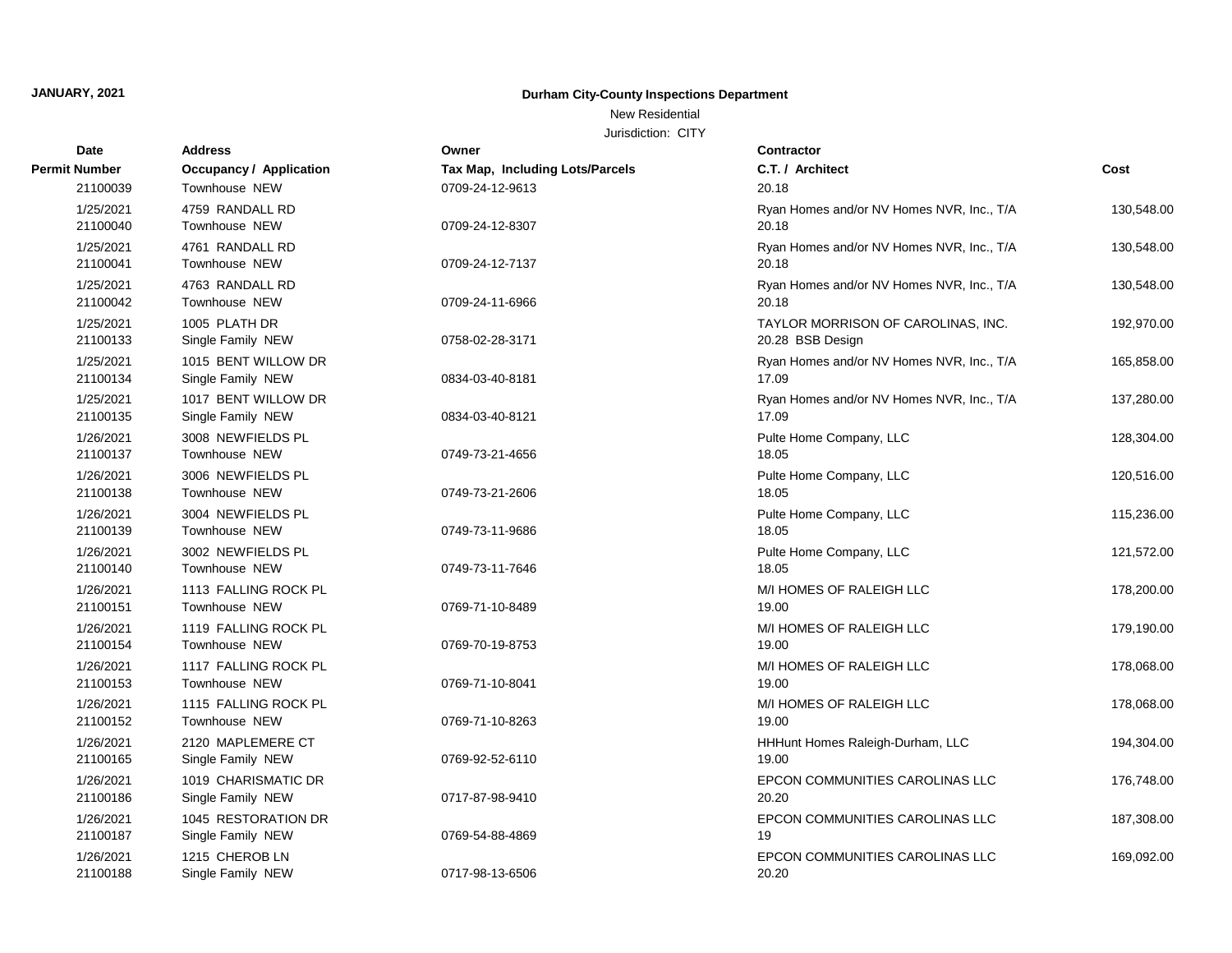**JANUARY, 2021**

**Durham City-County Inspections Department**

New Residential

Jurisdiction: CITY

| Date / Permit Number | Address / Occupancy / Application | Owner / Tax Map, Including Lots/Parcels | Contractor / C.T. / Architect | Cost |
|---|---|---|---|---|
| 21100039 | Townhouse NEW | 0709-24-12-9613 | 20.18 | |
| 1/25/2021 | 4759 RANDALL RD | | Ryan Homes and/or NV Homes NVR, Inc., T/A | 130,548.00 |
| 21100040 | Townhouse NEW | 0709-24-12-8307 | 20.18 | |
| 1/25/2021 | 4761 RANDALL RD | | Ryan Homes and/or NV Homes NVR, Inc., T/A | 130,548.00 |
| 21100041 | Townhouse NEW | 0709-24-12-7137 | 20.18 | |
| 1/25/2021 | 4763 RANDALL RD | | Ryan Homes and/or NV Homes NVR, Inc., T/A | 130,548.00 |
| 21100042 | Townhouse NEW | 0709-24-11-6966 | 20.18 | |
| 1/25/2021 | 1005 PLATH DR | | TAYLOR MORRISON OF CAROLINAS, INC. | 192,970.00 |
| 21100133 | Single Family NEW | 0758-02-28-3171 | 20.28 BSB Design | |
| 1/25/2021 | 1015 BENT WILLOW DR | | Ryan Homes and/or NV Homes NVR, Inc., T/A | 165,858.00 |
| 21100134 | Single Family NEW | 0834-03-40-8181 | 17.09 | |
| 1/25/2021 | 1017 BENT WILLOW DR | | Ryan Homes and/or NV Homes NVR, Inc., T/A | 137,280.00 |
| 21100135 | Single Family NEW | 0834-03-40-8121 | 17.09 | |
| 1/26/2021 | 3008 NEWFIELDS PL | | Pulte Home Company, LLC | 128,304.00 |
| 21100137 | Townhouse NEW | 0749-73-21-4656 | 18.05 | |
| 1/26/2021 | 3006 NEWFIELDS PL | | Pulte Home Company, LLC | 120,516.00 |
| 21100138 | Townhouse NEW | 0749-73-21-2606 | 18.05 | |
| 1/26/2021 | 3004 NEWFIELDS PL | | Pulte Home Company, LLC | 115,236.00 |
| 21100139 | Townhouse NEW | 0749-73-11-9686 | 18.05 | |
| 1/26/2021 | 3002 NEWFIELDS PL | | Pulte Home Company, LLC | 121,572.00 |
| 21100140 | Townhouse NEW | 0749-73-11-7646 | 18.05 | |
| 1/26/2021 | 1113 FALLING ROCK PL | | M/I HOMES OF RALEIGH LLC | 178,200.00 |
| 21100151 | Townhouse NEW | 0769-71-10-8489 | 19.00 | |
| 1/26/2021 | 1119 FALLING ROCK PL | | M/I HOMES OF RALEIGH LLC | 179,190.00 |
| 21100154 | Townhouse NEW | 0769-70-19-8753 | 19.00 | |
| 1/26/2021 | 1117 FALLING ROCK PL | | M/I HOMES OF RALEIGH LLC | 178,068.00 |
| 21100153 | Townhouse NEW | 0769-71-10-8041 | 19.00 | |
| 1/26/2021 | 1115 FALLING ROCK PL | | M/I HOMES OF RALEIGH LLC | 178,068.00 |
| 21100152 | Townhouse NEW | 0769-71-10-8263 | 19.00 | |
| 1/26/2021 | 2120 MAPLEMERE CT | | HHHunt Homes Raleigh-Durham, LLC | 194,304.00 |
| 21100165 | Single Family NEW | 0769-92-52-6110 | 19.00 | |
| 1/26/2021 | 1019 CHARISMATIC DR | | EPCON COMMUNITIES CAROLINAS LLC | 176,748.00 |
| 21100186 | Single Family NEW | 0717-87-98-9410 | 20.20 | |
| 1/26/2021 | 1045 RESTORATION DR | | EPCON COMMUNITIES CAROLINAS LLC | 187,308.00 |
| 21100187 | Single Family NEW | 0769-54-88-4869 | 19 | |
| 1/26/2021 | 1215 CHEROB LN | | EPCON COMMUNITIES CAROLINAS LLC | 169,092.00 |
| 21100188 | Single Family NEW | 0717-98-13-6506 | 20.20 | |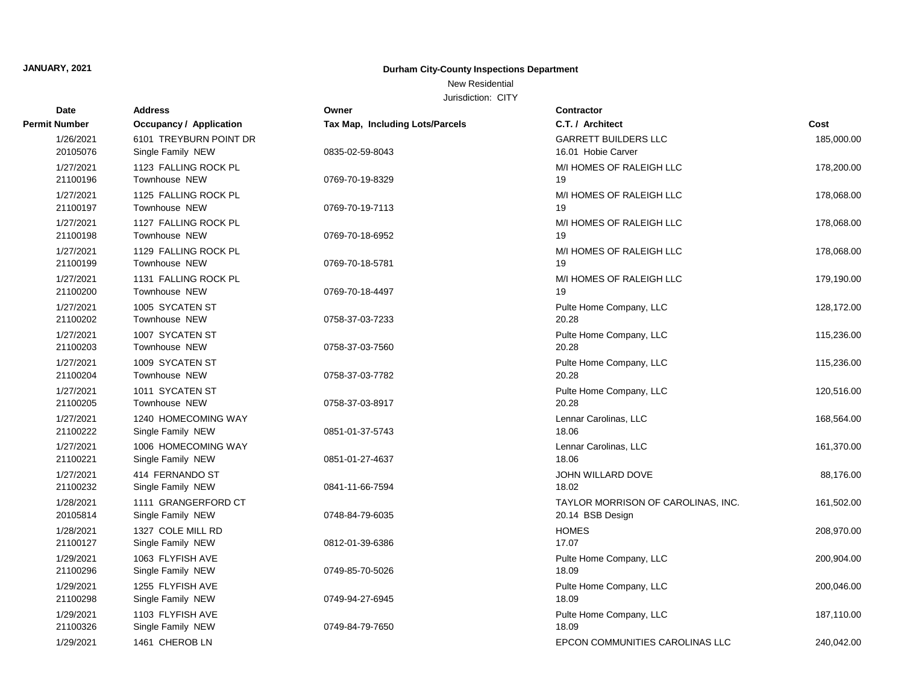**JANUARY, 2021**

**Durham City-County Inspections Department**

New Residential

Jurisdiction: CITY

| Date / Permit Number | Address / Occupancy / Application | Owner / Tax Map, Including Lots/Parcels | Contractor / C.T. / Architect | Cost |
|---|---|---|---|---|
| 1/26/2021<br>20105076 | 6101 TREYBURN POINT DR<br>Single Family NEW | <br>0835-02-59-8043 | GARRETT BUILDERS LLC<br>16.01 Hobie Carver | 185,000.00 |
| 1/27/2021<br>21100196 | 1123 FALLING ROCK PL<br>Townhouse NEW | <br>0769-70-19-8329 | M/I HOMES OF RALEIGH LLC<br>19 | 178,200.00 |
| 1/27/2021<br>21100197 | 1125 FALLING ROCK PL<br>Townhouse NEW | <br>0769-70-19-7113 | M/I HOMES OF RALEIGH LLC<br>19 | 178,068.00 |
| 1/27/2021<br>21100198 | 1127 FALLING ROCK PL<br>Townhouse NEW | <br>0769-70-18-6952 | M/I HOMES OF RALEIGH LLC<br>19 | 178,068.00 |
| 1/27/2021<br>21100199 | 1129 FALLING ROCK PL<br>Townhouse NEW | <br>0769-70-18-5781 | M/I HOMES OF RALEIGH LLC<br>19 | 178,068.00 |
| 1/27/2021<br>21100200 | 1131 FALLING ROCK PL<br>Townhouse NEW | <br>0769-70-18-4497 | M/I HOMES OF RALEIGH LLC<br>19 | 179,190.00 |
| 1/27/2021<br>21100202 | 1005 SYCATEN ST<br>Townhouse NEW | <br>0758-37-03-7233 | Pulte Home Company, LLC<br>20.28 | 128,172.00 |
| 1/27/2021<br>21100203 | 1007 SYCATEN ST<br>Townhouse NEW | <br>0758-37-03-7560 | Pulte Home Company, LLC<br>20.28 | 115,236.00 |
| 1/27/2021<br>21100204 | 1009 SYCATEN ST<br>Townhouse NEW | <br>0758-37-03-7782 | Pulte Home Company, LLC<br>20.28 | 115,236.00 |
| 1/27/2021<br>21100205 | 1011 SYCATEN ST<br>Townhouse NEW | <br>0758-37-03-8917 | Pulte Home Company, LLC<br>20.28 | 120,516.00 |
| 1/27/2021<br>21100222 | 1240 HOMECOMING WAY<br>Single Family NEW | <br>0851-01-37-5743 | Lennar Carolinas, LLC<br>18.06 | 168,564.00 |
| 1/27/2021<br>21100221 | 1006 HOMECOMING WAY<br>Single Family NEW | <br>0851-01-27-4637 | Lennar Carolinas, LLC<br>18.06 | 161,370.00 |
| 1/27/2021<br>21100232 | 414 FERNANDO ST<br>Single Family NEW | <br>0841-11-66-7594 | JOHN WILLARD DOVE<br>18.02 | 88,176.00 |
| 1/28/2021<br>20105814 | 1111 GRANGERFORD CT<br>Single Family NEW | <br>0748-84-79-6035 | TAYLOR MORRISON OF CAROLINAS, INC.<br>20.14 BSB Design | 161,502.00 |
| 1/28/2021<br>21100127 | 1327 COLE MILL RD<br>Single Family NEW | <br>0812-01-39-6386 | HOMES<br>17.07 | 208,970.00 |
| 1/29/2021<br>21100296 | 1063 FLYFISH AVE<br>Single Family NEW | <br>0749-85-70-5026 | Pulte Home Company, LLC<br>18.09 | 200,904.00 |
| 1/29/2021<br>21100298 | 1255 FLYFISH AVE<br>Single Family NEW | <br>0749-94-27-6945 | Pulte Home Company, LLC<br>18.09 | 200,046.00 |
| 1/29/2021<br>21100326 | 1103 FLYFISH AVE<br>Single Family NEW | <br>0749-84-79-7650 | Pulte Home Company, LLC<br>18.09 | 187,110.00 |
| 1/29/2021 | 1461 CHEROB LN | | EPCON COMMUNITIES CAROLINAS LLC | 240,042.00 |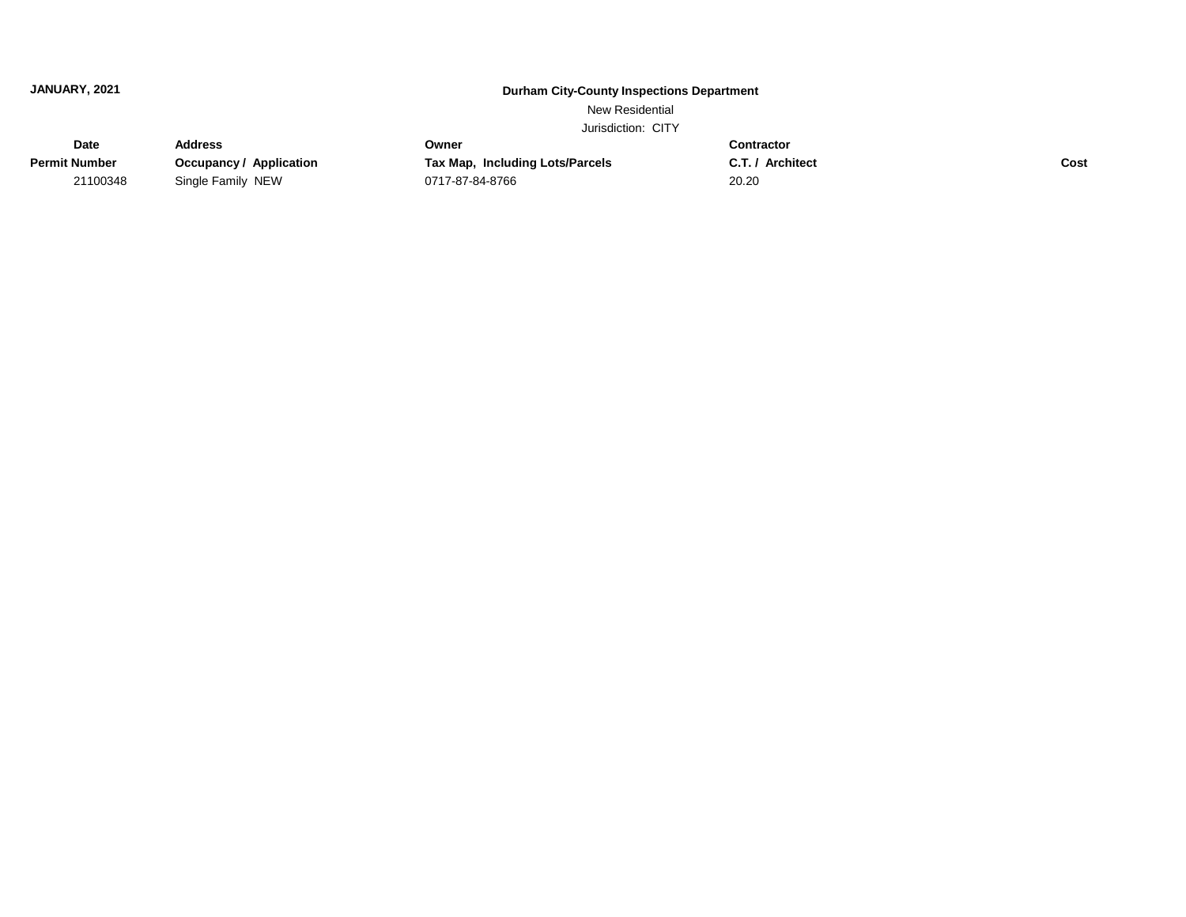**JANUARY, 2021**

**Durham City-County Inspections Department**

New Residential

Jurisdiction: CITY

| **Date**<br>**Permit Number** | **Address**<br>**Occupancy / Application** | **Owner**<br>**Tax Map, Including Lots/Parcels** | **Contractor**<br>**C.T. / Architect** | **Cost** |
|---|---|---|---|---|
| 21100348 | Single Family NEW | 0717-87-84-8766 | 20.20 | |